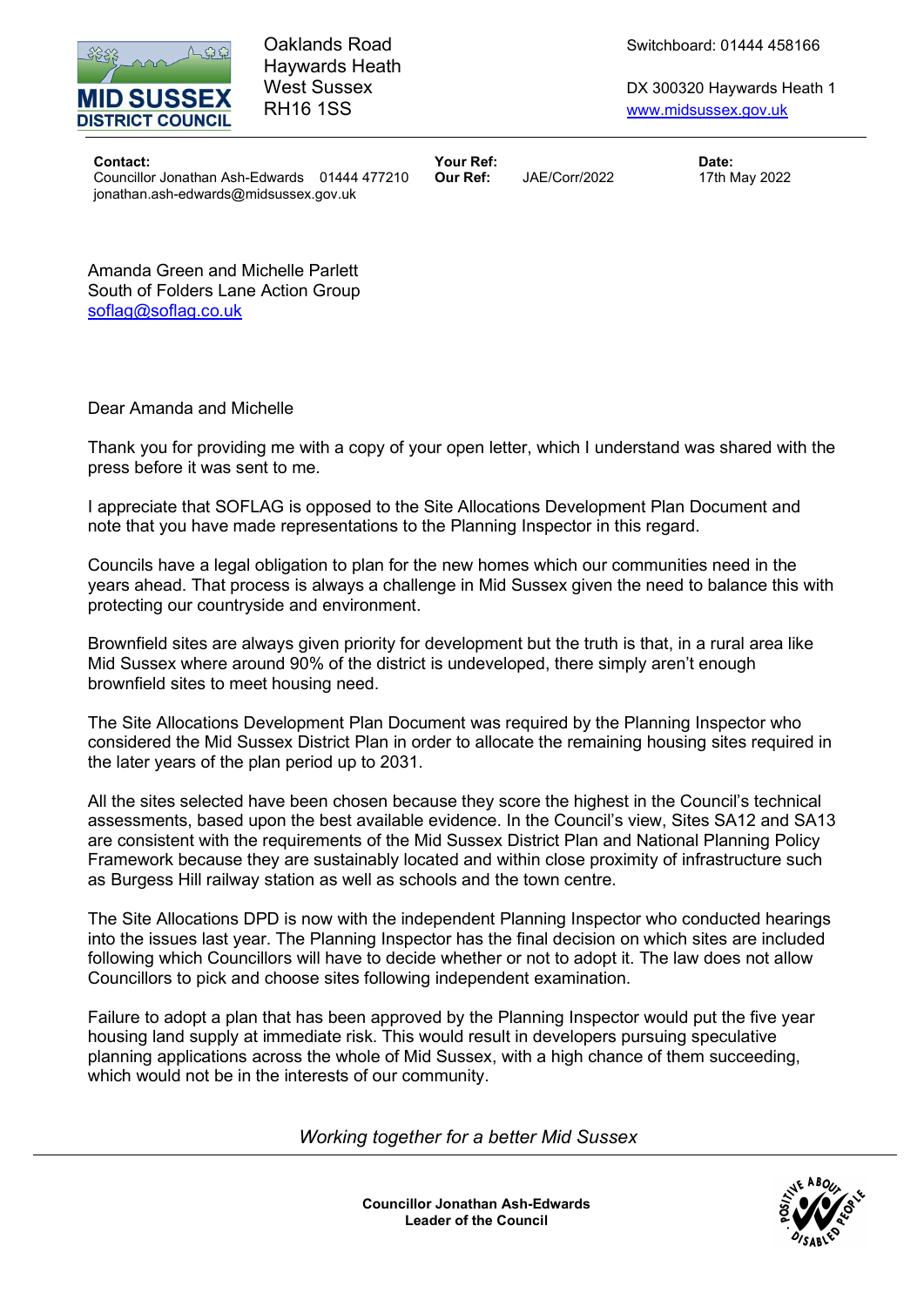MID SUSSEX DISTRICT COUNCIL

Oaklands Road
Haywards Heath
West Sussex
RH16 1SS

Switchboard: 01444 458166

DX 300320 Haywards Heath 1
[www.midsussex.gov.uk](http://www.midsussex.gov.uk)

| **Contact:** | **Your Ref:** | | **Date:** |
| --- | --- | --- | --- |
| Councillor Jonathan Ash-Edwards 01444 477210 jonathan.ash-edwards@midsussex.gov.uk | **Our Ref:** | JAE/Corr/2022 | 17th May 2022 |

Amanda Green and Michelle Parlett
South of Folders Lane Action Group
[soflag@soflag.co.uk](mailto:soflag@soflag.co.uk)

Dear Amanda and Michelle

Thank you for providing me with a copy of your open letter, which I understand was shared with the press before it was sent to me.

I appreciate that SOFLAG is opposed to the Site Allocations Development Plan Document and note that you have made representations to the Planning Inspector in this regard.

Councils have a legal obligation to plan for the new homes which our communities need in the years ahead. That process is always a challenge in Mid Sussex given the need to balance this with protecting our countryside and environment.

Brownfield sites are always given priority for development but the truth is that, in a rural area like Mid Sussex where around 90% of the district is undeveloped, there simply aren't enough brownfield sites to meet housing need.

The Site Allocations Development Plan Document was required by the Planning Inspector who considered the Mid Sussex District Plan in order to allocate the remaining housing sites required in the later years of the plan period up to 2031.

All the sites selected have been chosen because they score the highest in the Council's technical assessments, based upon the best available evidence. In the Council's view, Sites SA12 and SA13 are consistent with the requirements of the Mid Sussex District Plan and National Planning Policy Framework because they are sustainably located and within close proximity of infrastructure such as Burgess Hill railway station as well as schools and the town centre.

The Site Allocations DPD is now with the independent Planning Inspector who conducted hearings into the issues last year. The Planning Inspector has the final decision on which sites are included following which Councillors will have to decide whether or not to adopt it. The law does not allow Councillors to pick and choose sites following independent examination.

Failure to adopt a plan that has been approved by the Planning Inspector would put the five year housing land supply at immediate risk. This would result in developers pursuing speculative planning applications across the whole of Mid Sussex, with a high chance of them succeeding, which would not be in the interests of our community.

*Working together for a better Mid Sussex*

**Councillor Jonathan Ash-Edwards**
**Leader of the Council**

POSITIVE ABOUT DISABLED PEOPLE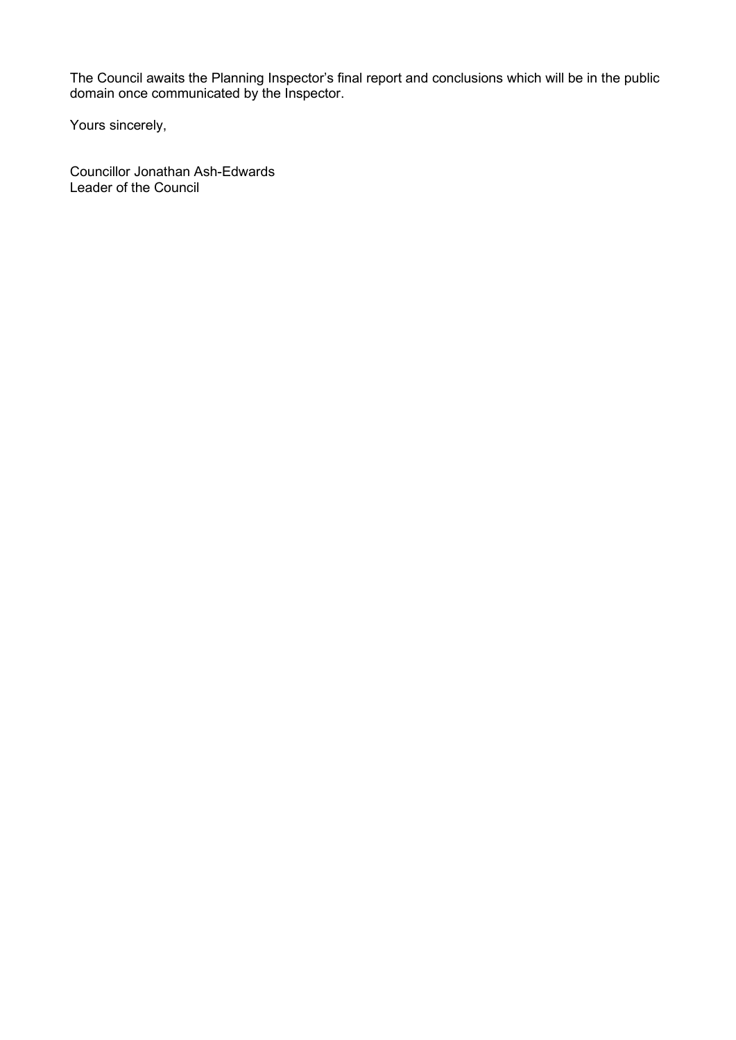The Council awaits the Planning Inspector's final report and conclusions which will be in the public domain once communicated by the Inspector.

Yours sincerely,

Councillor Jonathan Ash-Edwards
Leader of the Council